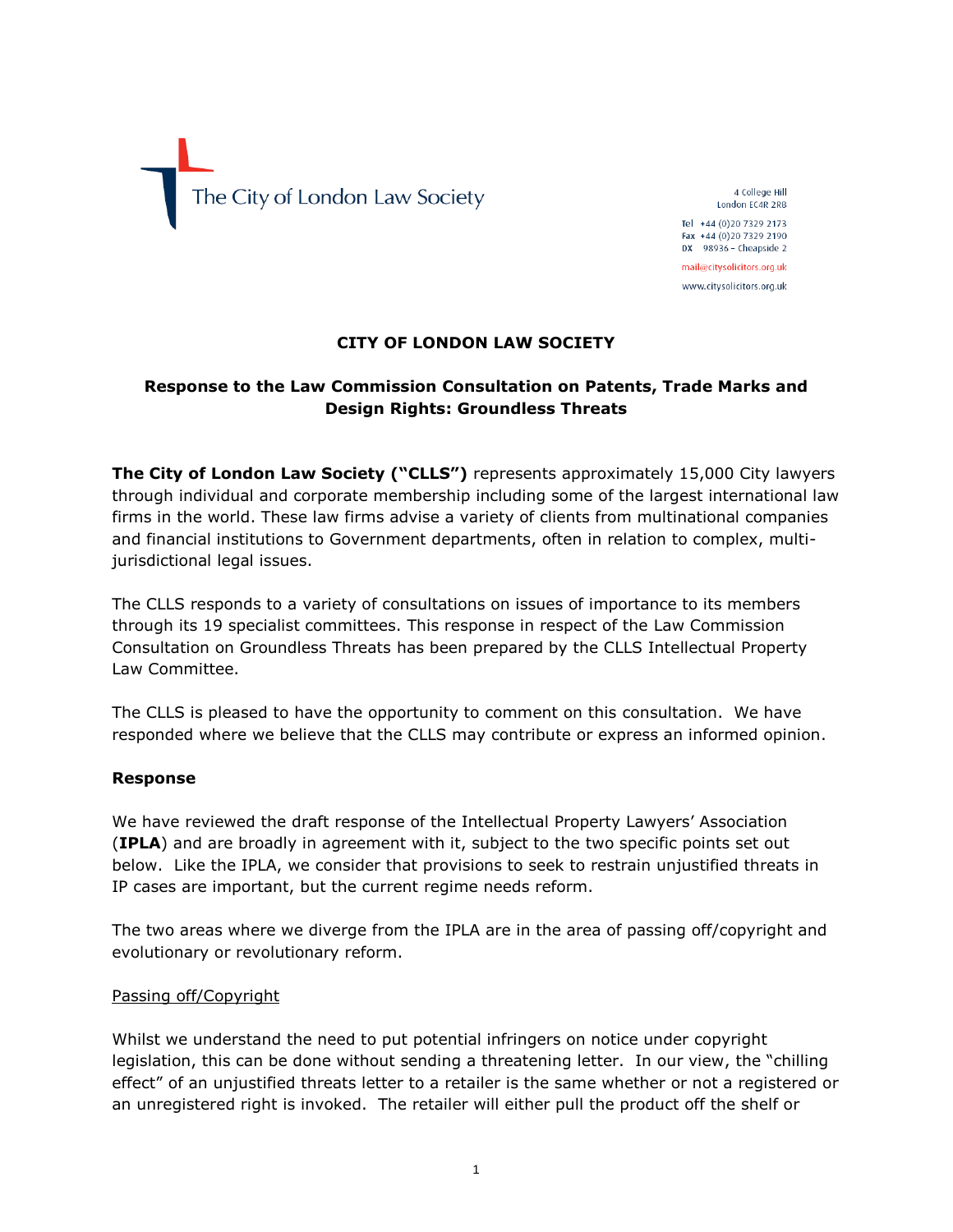The City of London Law Society

4 College Hill
London EC4R 2RB

Tel +44 (0)20 7329 2173
Fax +44 (0)20 7329 2190
DX 98936 – Cheapside 2

mail@citysolicitors.org.uk

www.citysolicitors.org.uk

**CITY OF LONDON LAW SOCIETY**

**Response to the Law Commission Consultation on Patents, Trade Marks and Design Rights: Groundless Threats**

**The City of London Law Society ("CLLS")** represents approximately 15,000 City lawyers through individual and corporate membership including some of the largest international law firms in the world. These law firms advise a variety of clients from multinational companies and financial institutions to Government departments, often in relation to complex, multi-jurisdictional legal issues.

The CLLS responds to a variety of consultations on issues of importance to its members through its 19 specialist committees. This response in respect of the Law Commission Consultation on Groundless Threats has been prepared by the CLLS Intellectual Property Law Committee.

The CLLS is pleased to have the opportunity to comment on this consultation. We have responded where we believe that the CLLS may contribute or express an informed opinion.

**Response**

We have reviewed the draft response of the Intellectual Property Lawyers' Association (**IPLA**) and are broadly in agreement with it, subject to the two specific points set out below. Like the IPLA, we consider that provisions to seek to restrain unjustified threats in IP cases are important, but the current regime needs reform.

The two areas where we diverge from the IPLA are in the area of passing off/copyright and evolutionary or revolutionary reform.

Passing off/Copyright

Whilst we understand the need to put potential infringers on notice under copyright legislation, this can be done without sending a threatening letter. In our view, the "chilling effect" of an unjustified threats letter to a retailer is the same whether or not a registered or an unregistered right is invoked. The retailer will either pull the product off the shelf or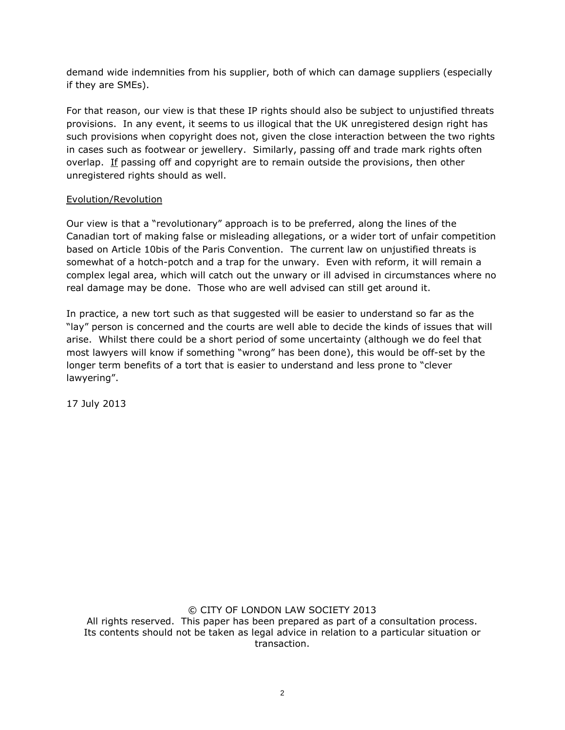demand wide indemnities from his supplier, both of which can damage suppliers (especially if they are SMEs).

For that reason, our view is that these IP rights should also be subject to unjustified threats provisions. In any event, it seems to us illogical that the UK unregistered design right has such provisions when copyright does not, given the close interaction between the two rights in cases such as footwear or jewellery. Similarly, passing off and trade mark rights often overlap. If passing off and copyright are to remain outside the provisions, then other unregistered rights should as well.

Evolution/Revolution

Our view is that a "revolutionary" approach is to be preferred, along the lines of the Canadian tort of making false or misleading allegations, or a wider tort of unfair competition based on Article 10bis of the Paris Convention. The current law on unjustified threats is somewhat of a hotch-potch and a trap for the unwary. Even with reform, it will remain a complex legal area, which will catch out the unwary or ill advised in circumstances where no real damage may be done. Those who are well advised can still get around it.

In practice, a new tort such as that suggested will be easier to understand so far as the "lay" person is concerned and the courts are well able to decide the kinds of issues that will arise. Whilst there could be a short period of some uncertainty (although we do feel that most lawyers will know if something "wrong" has been done), this would be off-set by the longer term benefits of a tort that is easier to understand and less prone to "clever lawyering".

17 July 2013

© CITY OF LONDON LAW SOCIETY 2013
All rights reserved. This paper has been prepared as part of a consultation process. Its contents should not be taken as legal advice in relation to a particular situation or transaction.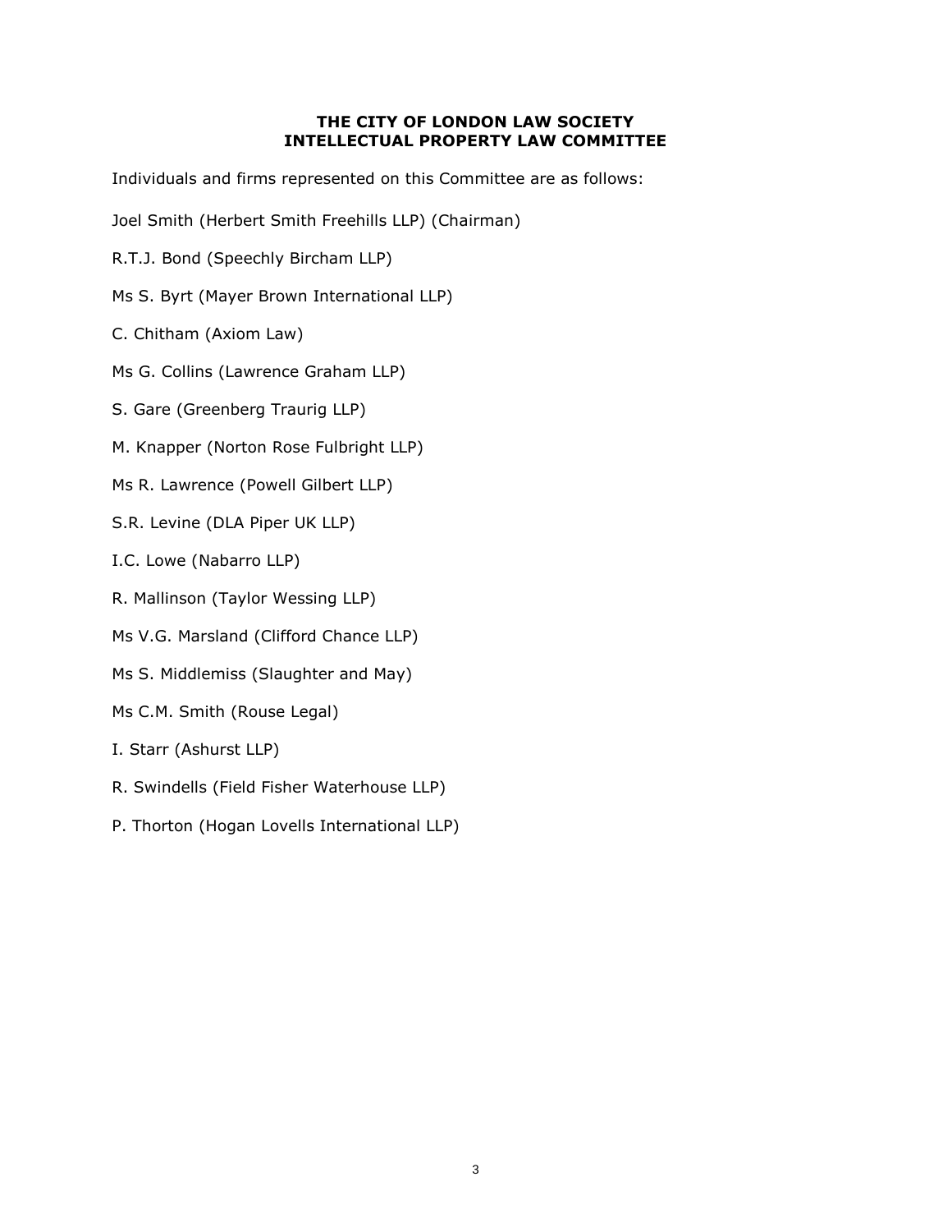**THE CITY OF LONDON LAW SOCIETY**
**INTELLECTUAL PROPERTY LAW COMMITTEE**

Individuals and firms represented on this Committee are as follows:

Joel Smith (Herbert Smith Freehills LLP) (Chairman)

R.T.J. Bond (Speechly Bircham LLP)

Ms S. Byrt (Mayer Brown International LLP)

C. Chitham (Axiom Law)

Ms G. Collins (Lawrence Graham LLP)

S. Gare (Greenberg Traurig LLP)

M. Knapper (Norton Rose Fulbright LLP)

Ms R. Lawrence (Powell Gilbert LLP)

S.R. Levine (DLA Piper UK LLP)

I.C. Lowe (Nabarro LLP)

R. Mallinson (Taylor Wessing LLP)

Ms V.G. Marsland (Clifford Chance LLP)

Ms S. Middlemiss (Slaughter and May)

Ms C.M. Smith (Rouse Legal)

I. Starr (Ashurst LLP)

R. Swindells (Field Fisher Waterhouse LLP)

P. Thorton (Hogan Lovells International LLP)